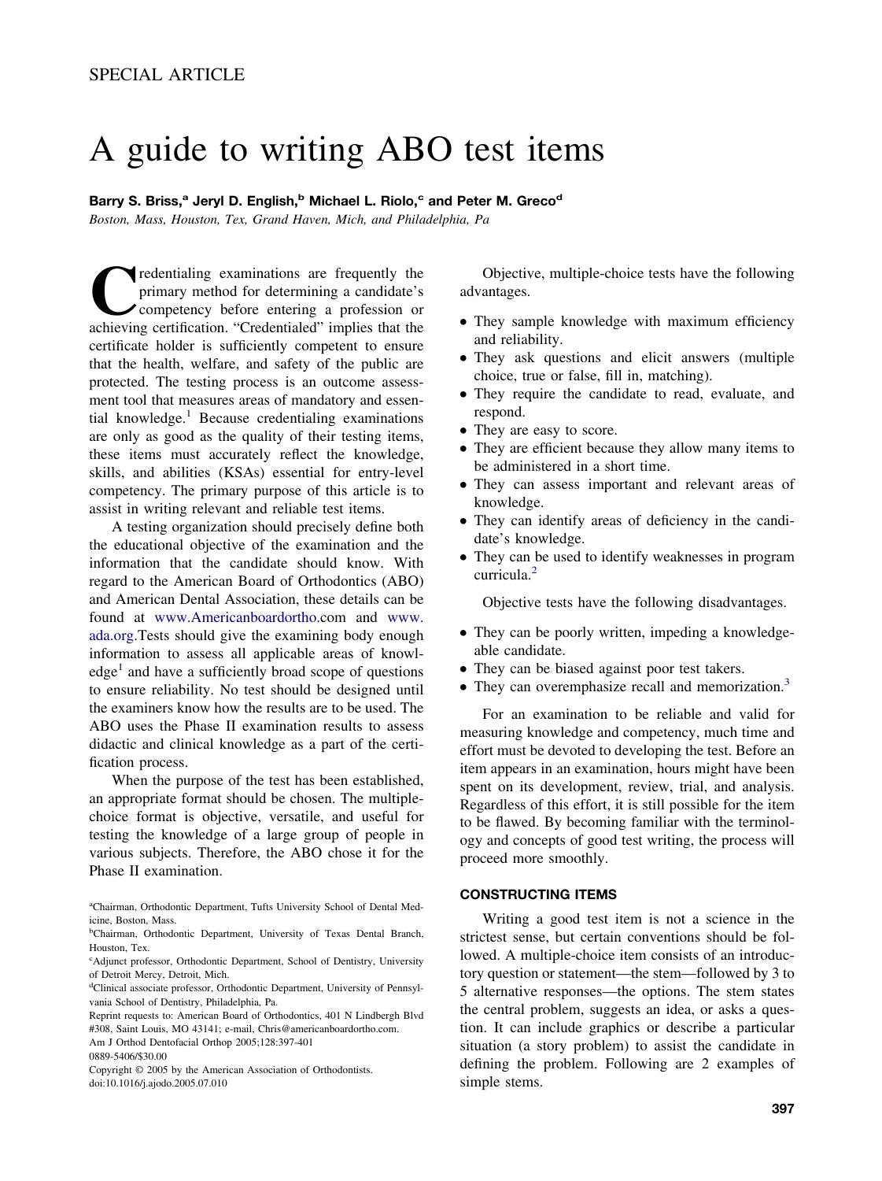SPECIAL ARTICLE

# A guide to writing ABO test items

**Barry S. Briss,[a] Jeryl D. English,[b] Michael L. Riolo,[c] and Peter M. Greco[d]**

*Boston, Mass, Houston, Tex, Grand Haven, Mich, and Philadelphia, Pa*

Credentialing examinations are frequently the primary method for determining a candidate's competency before entering a profession or achieving certification. "Credentialed" implies that the certificate holder is sufficiently competent to ensure that the health, welfare, and safety of the public are protected. The testing process is an outcome assessment tool that measures areas of mandatory and essential knowledge.[1] Because credentialing examinations are only as good as the quality of their testing items, these items must accurately reflect the knowledge, skills, and abilities (KSAs) essential for entry-level competency. The primary purpose of this article is to assist in writing relevant and reliable test items.

A testing organization should precisely define both the educational objective of the examination and the information that the candidate should know. With regard to the American Board of Orthodontics (ABO) and American Dental Association, these details can be found at www.Americanboardortho.com and www.ada.org.Tests should give the examining body enough information to assess all applicable areas of knowledge[1] and have a sufficiently broad scope of questions to ensure reliability. No test should be designed until the examiners know how the results are to be used. The ABO uses the Phase II examination results to assess didactic and clinical knowledge as a part of the certification process.

When the purpose of the test has been established, an appropriate format should be chosen. The multiple-choice format is objective, versatile, and useful for testing the knowledge of a large group of people in various subjects. Therefore, the ABO chose it for the Phase II examination.

Objective, multiple-choice tests have the following advantages.

- They sample knowledge with maximum efficiency and reliability.
- They ask questions and elicit answers (multiple choice, true or false, fill in, matching).
- They require the candidate to read, evaluate, and respond.
- They are easy to score.
- They are efficient because they allow many items to be administered in a short time.
- They can assess important and relevant areas of knowledge.
- They can identify areas of deficiency in the candidate's knowledge.
- They can be used to identify weaknesses in program curricula.[2]

Objective tests have the following disadvantages.

- They can be poorly written, impeding a knowledgeable candidate.
- They can be biased against poor test takers.
- They can overemphasize recall and memorization.[3]

For an examination to be reliable and valid for measuring knowledge and competency, much time and effort must be devoted to developing the test. Before an item appears in an examination, hours might have been spent on its development, review, trial, and analysis. Regardless of this effort, it is still possible for the item to be flawed. By becoming familiar with the terminology and concepts of good test writing, the process will proceed more smoothly.

## CONSTRUCTING ITEMS

Writing a good test item is not a science in the strictest sense, but certain conventions should be followed. A multiple-choice item consists of an introductory question or statement—the stem—followed by 3 to 5 alternative responses—the options. The stem states the central problem, suggests an idea, or asks a question. It can include graphics or describe a particular situation (a story problem) to assist the candidate in defining the problem. Following are 2 examples of simple stems.

---

[a]Chairman, Orthodontic Department, Tufts University School of Dental Medicine, Boston, Mass.

[b]Chairman, Orthodontic Department, University of Texas Dental Branch, Houston, Tex.

[c]Adjunct professor, Orthodontic Department, School of Dentistry, University of Detroit Mercy, Detroit, Mich.

[d]Clinical associate professor, Orthodontic Department, University of Pennsylvania School of Dentistry, Philadelphia, Pa.

Reprint requests to: American Board of Orthodontics, 401 N Lindbergh Blvd #308, Saint Louis, MO 43141; e-mail, Chris@americanboardortho.com.

Am J Orthod Dentofacial Orthop 2005;128:397-401

0889-5406/$30.00

Copyright © 2005 by the American Association of Orthodontists.

doi:10.1016/j.ajodo.2005.07.010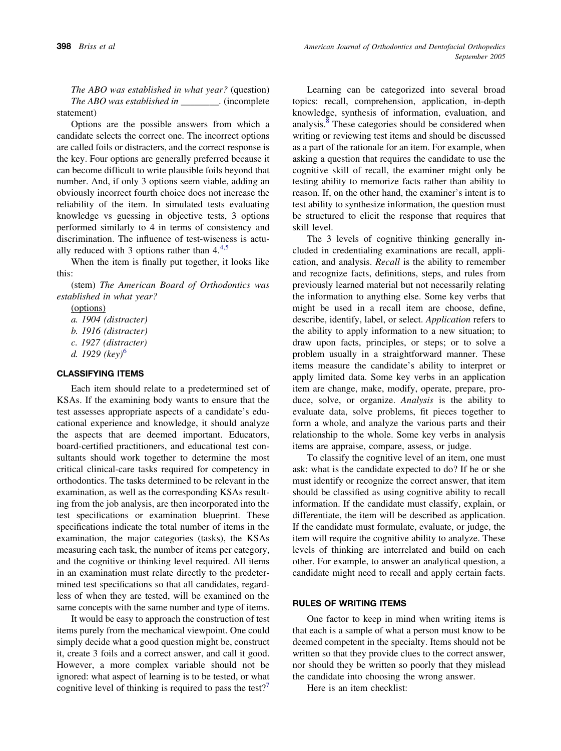*The ABO was established in what year?* (question)

*The ABO was established in ________.* (incomplete statement)

Options are the possible answers from which a candidate selects the correct one. The incorrect options are called foils or distracters, and the correct response is the key. Four options are generally preferred because it can become difficult to write plausible foils beyond that number. And, if only 3 options seem viable, adding an obviously incorrect fourth choice does not increase the reliability of the item. In simulated tests evaluating knowledge vs guessing in objective tests, 3 options performed similarly to 4 in terms of consistency and discrimination. The influence of test-wiseness is actually reduced with 3 options rather than 4.[4,5]

When the item is finally put together, it looks like this:

(stem) *The American Board of Orthodontics was established in what year?*

(options)

*a. 1904 (distracter)*

*b. 1916 (distracter)*

*c. 1927 (distracter)*

*d. 1929 (key)*[6]

## CLASSIFYING ITEMS

Each item should relate to a predetermined set of KSAs. If the examining body wants to ensure that the test assesses appropriate aspects of a candidate's educational experience and knowledge, it should analyze the aspects that are deemed important. Educators, board-certified practitioners, and educational test consultants should work together to determine the most critical clinical-care tasks required for competency in orthodontics. The tasks determined to be relevant in the examination, as well as the corresponding KSAs resulting from the job analysis, are then incorporated into the test specifications or examination blueprint. These specifications indicate the total number of items in the examination, the major categories (tasks), the KSAs measuring each task, the number of items per category, and the cognitive or thinking level required. All items in an examination must relate directly to the predetermined test specifications so that all candidates, regardless of when they are tested, will be examined on the same concepts with the same number and type of items.

It would be easy to approach the construction of test items purely from the mechanical viewpoint. One could simply decide what a good question might be, construct it, create 3 foils and a correct answer, and call it good. However, a more complex variable should not be ignored: what aspect of learning is to be tested, or what cognitive level of thinking is required to pass the test?[7]

Learning can be categorized into several broad topics: recall, comprehension, application, in-depth knowledge, synthesis of information, evaluation, and analysis.[8] These categories should be considered when writing or reviewing test items and should be discussed as a part of the rationale for an item. For example, when asking a question that requires the candidate to use the cognitive skill of recall, the examiner might only be testing ability to memorize facts rather than ability to reason. If, on the other hand, the examiner's intent is to test ability to synthesize information, the question must be structured to elicit the response that requires that skill level.

The 3 levels of cognitive thinking generally included in credentialing examinations are recall, application, and analysis. *Recall* is the ability to remember and recognize facts, definitions, steps, and rules from previously learned material but not necessarily relating the information to anything else. Some key verbs that might be used in a recall item are choose, define, describe, identify, label, or select. *Application* refers to the ability to apply information to a new situation; to draw upon facts, principles, or steps; or to solve a problem usually in a straightforward manner. These items measure the candidate's ability to interpret or apply limited data. Some key verbs in an application item are change, make, modify, operate, prepare, produce, solve, or organize. *Analysis* is the ability to evaluate data, solve problems, fit pieces together to form a whole, and analyze the various parts and their relationship to the whole. Some key verbs in analysis items are appraise, compare, assess, or judge.

To classify the cognitive level of an item, one must ask: what is the candidate expected to do? If he or she must identify or recognize the correct answer, that item should be classified as using cognitive ability to recall information. If the candidate must classify, explain, or differentiate, the item will be described as application. If the candidate must formulate, evaluate, or judge, the item will require the cognitive ability to analyze. These levels of thinking are interrelated and build on each other. For example, to answer an analytical question, a candidate might need to recall and apply certain facts.

## RULES OF WRITING ITEMS

One factor to keep in mind when writing items is that each is a sample of what a person must know to be deemed competent in the specialty. Items should not be written so that they provide clues to the correct answer, nor should they be written so poorly that they mislead the candidate into choosing the wrong answer.

Here is an item checklist: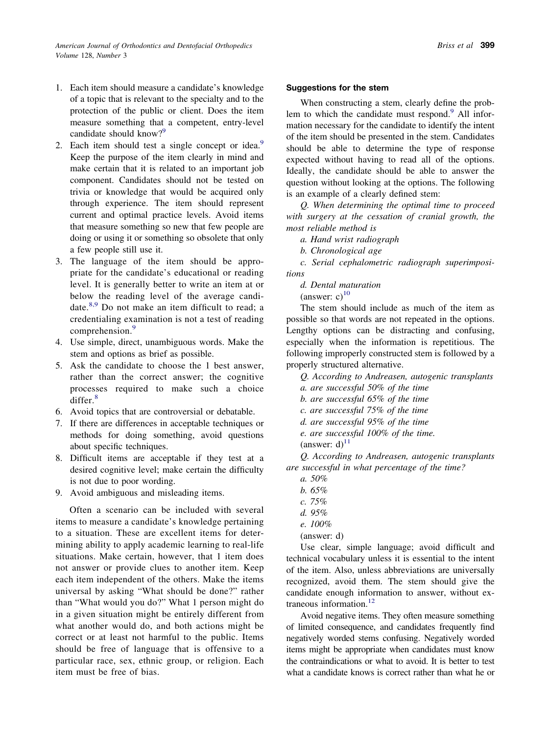1. Each item should measure a candidate's knowledge of a topic that is relevant to the specialty and to the protection of the public or client. Does the item measure something that a competent, entry-level candidate should know?[9]
2. Each item should test a single concept or idea.[9] Keep the purpose of the item clearly in mind and make certain that it is related to an important job component. Candidates should not be tested on trivia or knowledge that would be acquired only through experience. The item should represent current and optimal practice levels. Avoid items that measure something so new that few people are doing or using it or something so obsolete that only a few people still use it.
3. The language of the item should be appropriate for the candidate's educational or reading level. It is generally better to write an item at or below the reading level of the average candidate.[8,9] Do not make an item difficult to read; a credentialing examination is not a test of reading comprehension.[9]
4. Use simple, direct, unambiguous words. Make the stem and options as brief as possible.
5. Ask the candidate to choose the 1 best answer, rather than the correct answer; the cognitive processes required to make such a choice differ.[8]
6. Avoid topics that are controversial or debatable.
7. If there are differences in acceptable techniques or methods for doing something, avoid questions about specific techniques.
8. Difficult items are acceptable if they test at a desired cognitive level; make certain the difficulty is not due to poor wording.
9. Avoid ambiguous and misleading items.

Often a scenario can be included with several items to measure a candidate's knowledge pertaining to a situation. These are excellent items for determining ability to apply academic learning to real-life situations. Make certain, however, that 1 item does not answer or provide clues to another item. Keep each item independent of the others. Make the items universal by asking "What should be done?" rather than "What would you do?" What 1 person might do in a given situation might be entirely different from what another would do, and both actions might be correct or at least not harmful to the public. Items should be free of language that is offensive to a particular race, sex, ethnic group, or religion. Each item must be free of bias.

### Suggestions for the stem

When constructing a stem, clearly define the problem to which the candidate must respond.[9] All information necessary for the candidate to identify the intent of the item should be presented in the stem. Candidates should be able to determine the type of response expected without having to read all of the options. Ideally, the candidate should be able to answer the question without looking at the options. The following is an example of a clearly defined stem:

*Q. When determining the optimal time to proceed with surgery at the cessation of cranial growth, the most reliable method is*

*a. Hand wrist radiograph*

*b. Chronological age*

*c. Serial cephalometric radiograph superimpositions*

*d. Dental maturation*

(answer: c)[10]

The stem should include as much of the item as possible so that words are not repeated in the options. Lengthy options can be distracting and confusing, especially when the information is repetitious. The following improperly constructed stem is followed by a properly structured alternative.

*Q. According to Andreasen, autogenic transplants*

*a. are successful 50% of the time*

*b. are successful 65% of the time*

*c. are successful 75% of the time*

*d. are successful 95% of the time*

*e. are successful 100% of the time.*

(answer: d)[11]

*Q. According to Andreasen, autogenic transplants are successful in what percentage of the time?*

*a. 50%*

*b. 65%*

*c. 75%*

*d. 95%*

*e. 100%*

(answer: d)

Use clear, simple language; avoid difficult and technical vocabulary unless it is essential to the intent of the item. Also, unless abbreviations are universally recognized, avoid them. The stem should give the candidate enough information to answer, without extraneous information.[12]

Avoid negative items. They often measure something of limited consequence, and candidates frequently find negatively worded stems confusing. Negatively worded items might be appropriate when candidates must know the contraindications or what to avoid. It is better to test what a candidate knows is correct rather than what he or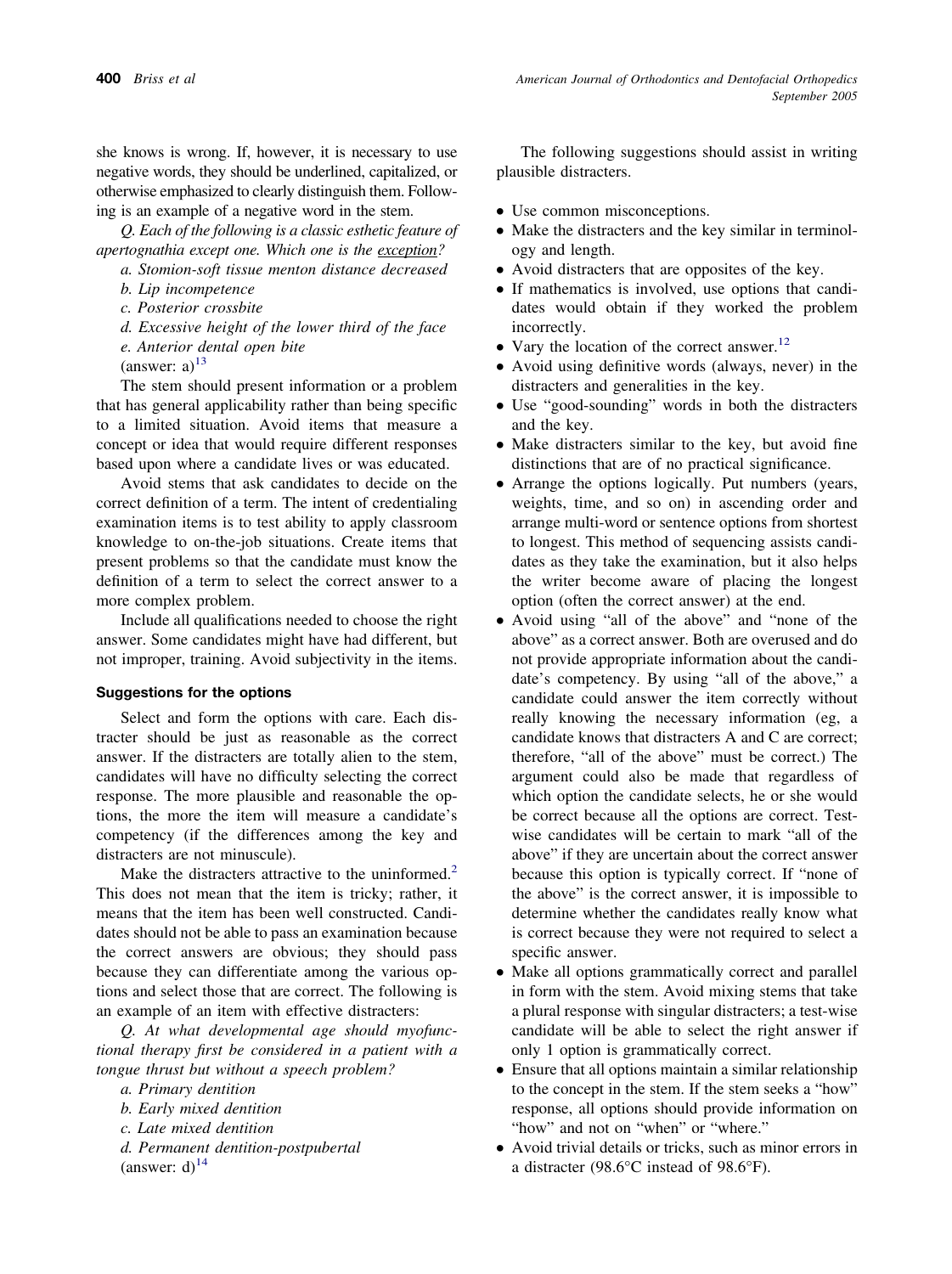she knows is wrong. If, however, it is necessary to use negative words, they should be underlined, capitalized, or otherwise emphasized to clearly distinguish them. Following is an example of a negative word in the stem.

*Q. Each of the following is a classic esthetic feature of apertognathia except one. Which one is the* <u>*exception*</u>*?*

*a. Stomion-soft tissue menton distance decreased*

*b. Lip incompetence*

*c. Posterior crossbite*

*d. Excessive height of the lower third of the face*

*e. Anterior dental open bite*

(answer: a)[13]

The stem should present information or a problem that has general applicability rather than being specific to a limited situation. Avoid items that measure a concept or idea that would require different responses based upon where a candidate lives or was educated.

Avoid stems that ask candidates to decide on the correct definition of a term. The intent of credentialing examination items is to test ability to apply classroom knowledge to on-the-job situations. Create items that present problems so that the candidate must know the definition of a term to select the correct answer to a more complex problem.

Include all qualifications needed to choose the right answer. Some candidates might have had different, but not improper, training. Avoid subjectivity in the items.

### Suggestions for the options

Select and form the options with care. Each distracter should be just as reasonable as the correct answer. If the distracters are totally alien to the stem, candidates will have no difficulty selecting the correct response. The more plausible and reasonable the options, the more the item will measure a candidate's competency (if the differences among the key and distracters are not minuscule).

Make the distracters attractive to the uninformed.[2] This does not mean that the item is tricky; rather, it means that the item has been well constructed. Candidates should not be able to pass an examination because the correct answers are obvious; they should pass because they can differentiate among the various options and select those that are correct. The following is an example of an item with effective distracters:

*Q. At what developmental age should myofunctional therapy first be considered in a patient with a tongue thrust but without a speech problem?*

*a. Primary dentition*

*b. Early mixed dentition*

*c. Late mixed dentition*

*d. Permanent dentition-postpubertal*

(answer: d)[14]

The following suggestions should assist in writing plausible distracters.

- Use common misconceptions.
- Make the distracters and the key similar in terminology and length.
- Avoid distracters that are opposites of the key.
- If mathematics is involved, use options that candidates would obtain if they worked the problem incorrectly.
- Vary the location of the correct answer.[12]
- Avoid using definitive words (always, never) in the distracters and generalities in the key.
- Use "good-sounding" words in both the distracters and the key.
- Make distracters similar to the key, but avoid fine distinctions that are of no practical significance.
- Arrange the options logically. Put numbers (years, weights, time, and so on) in ascending order and arrange multi-word or sentence options from shortest to longest. This method of sequencing assists candidates as they take the examination, but it also helps the writer become aware of placing the longest option (often the correct answer) at the end.
- Avoid using "all of the above" and "none of the above" as a correct answer. Both are overused and do not provide appropriate information about the candidate's competency. By using "all of the above," a candidate could answer the item correctly without really knowing the necessary information (eg, a candidate knows that distracters A and C are correct; therefore, "all of the above" must be correct.) The argument could also be made that regardless of which option the candidate selects, he or she would be correct because all the options are correct. Test-wise candidates will be certain to mark "all of the above" if they are uncertain about the correct answer because this option is typically correct. If "none of the above" is the correct answer, it is impossible to determine whether the candidates really know what is correct because they were not required to select a specific answer.
- Make all options grammatically correct and parallel in form with the stem. Avoid mixing stems that take a plural response with singular distracters; a test-wise candidate will be able to select the right answer if only 1 option is grammatically correct.
- Ensure that all options maintain a similar relationship to the concept in the stem. If the stem seeks a "how" response, all options should provide information on "how" and not on "when" or "where."
- Avoid trivial details or tricks, such as minor errors in a distracter (98.6°C instead of 98.6°F).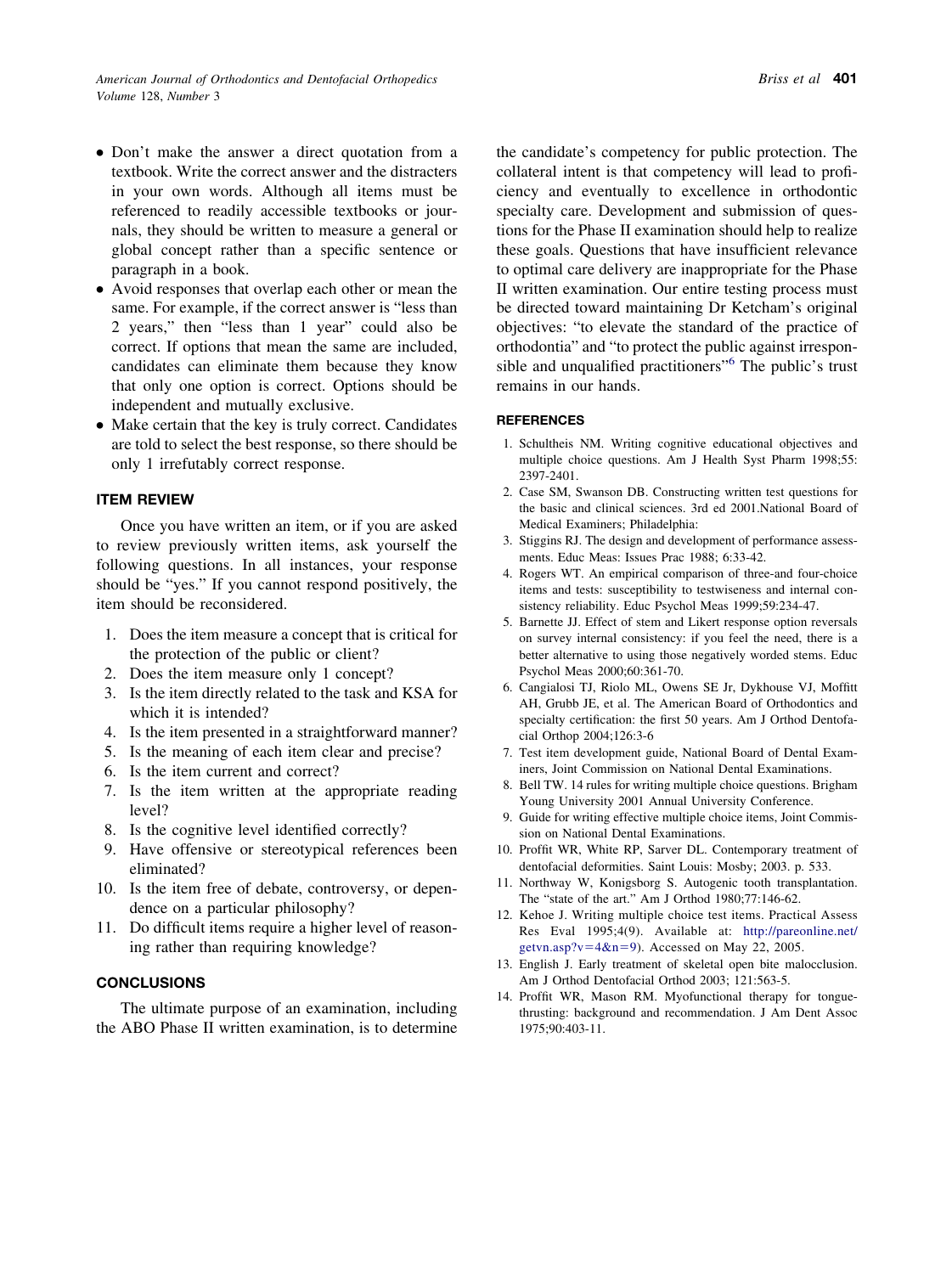- Don't make the answer a direct quotation from a textbook. Write the correct answer and the distracters in your own words. Although all items must be referenced to readily accessible textbooks or journals, they should be written to measure a general or global concept rather than a specific sentence or paragraph in a book.
- Avoid responses that overlap each other or mean the same. For example, if the correct answer is "less than 2 years," then "less than 1 year" could also be correct. If options that mean the same are included, candidates can eliminate them because they know that only one option is correct. Options should be independent and mutually exclusive.
- Make certain that the key is truly correct. Candidates are told to select the best response, so there should be only 1 irrefutably correct response.

## ITEM REVIEW

Once you have written an item, or if you are asked to review previously written items, ask yourself the following questions. In all instances, your response should be "yes." If you cannot respond positively, the item should be reconsidered.

1. Does the item measure a concept that is critical for the protection of the public or client?
2. Does the item measure only 1 concept?
3. Is the item directly related to the task and KSA for which it is intended?
4. Is the item presented in a straightforward manner?
5. Is the meaning of each item clear and precise?
6. Is the item current and correct?
7. Is the item written at the appropriate reading level?
8. Is the cognitive level identified correctly?
9. Have offensive or stereotypical references been eliminated?
10. Is the item free of debate, controversy, or dependence on a particular philosophy?
11. Do difficult items require a higher level of reasoning rather than requiring knowledge?

## CONCLUSIONS

The ultimate purpose of an examination, including the ABO Phase II written examination, is to determine the candidate's competency for public protection. The collateral intent is that competency will lead to proficiency and eventually to excellence in orthodontic specialty care. Development and submission of questions for the Phase II examination should help to realize these goals. Questions that have insufficient relevance to optimal care delivery are inappropriate for the Phase II written examination. Our entire testing process must be directed toward maintaining Dr Ketcham's original objectives: "to elevate the standard of the practice of orthodontia" and "to protect the public against irresponsible and unqualified practitioners"[6] The public's trust remains in our hands.

## REFERENCES

1. Schultheis NM. Writing cognitive educational objectives and multiple choice questions. Am J Health Syst Pharm 1998;55: 2397-2401.
2. Case SM, Swanson DB. Constructing written test questions for the basic and clinical sciences. 3rd ed 2001.National Board of Medical Examiners; Philadelphia:
3. Stiggins RJ. The design and development of performance assessments. Educ Meas: Issues Prac 1988; 6:33-42.
4. Rogers WT. An empirical comparison of three-and four-choice items and tests: susceptibility to testwiseness and internal consistency reliability. Educ Psychol Meas 1999;59:234-47.
5. Barnette JJ. Effect of stem and Likert response option reversals on survey internal consistency: if you feel the need, there is a better alternative to using those negatively worded stems. Educ Psychol Meas 2000;60:361-70.
6. Cangialosi TJ, Riolo ML, Owens SE Jr, Dykhouse VJ, Moffitt AH, Grubb JE, et al. The American Board of Orthodontics and specialty certification: the first 50 years. Am J Orthod Dentofacial Orthop 2004;126:3-6
7. Test item development guide, National Board of Dental Examiners, Joint Commission on National Dental Examinations.
8. Bell TW. 14 rules for writing multiple choice questions. Brigham Young University 2001 Annual University Conference.
9. Guide for writing effective multiple choice items, Joint Commission on National Dental Examinations.
10. Proffit WR, White RP, Sarver DL. Contemporary treatment of dentofacial deformities. Saint Louis: Mosby; 2003. p. 533.
11. Northway W, Konigsborg S. Autogenic tooth transplantation. The "state of the art." Am J Orthod 1980;77:146-62.
12. Kehoe J. Writing multiple choice test items. Practical Assess Res Eval 1995;4(9). Available at: http://pareonline.net/getvn.asp?v=4&n=9). Accessed on May 22, 2005.
13. English J. Early treatment of skeletal open bite malocclusion. Am J Orthod Dentofacial Orthod 2003; 121:563-5.
14. Proffit WR, Mason RM. Myofunctional therapy for tongue-thrusting: background and recommendation. J Am Dent Assoc 1975;90:403-11.